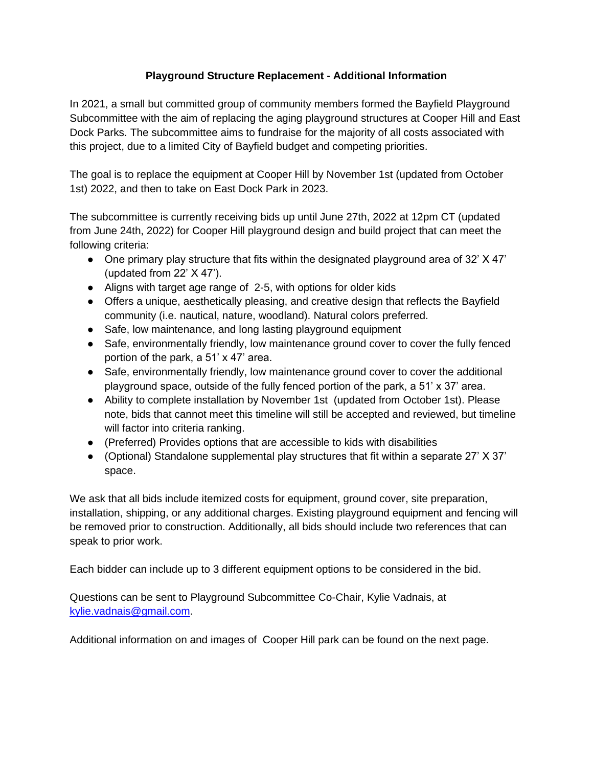# Playground Structure Replacement - Additional Information

In 2021, a small but committed group of community members formed the Bayfield Playground Subcommittee with the aim of replacing the aging playground structures at Cooper Hill and East Dock Parks. The subcommittee aims to fundraise for the majority of all costs associated with this project, due to a limited City of Bayfield budget and competing priorities.

The goal is to replace the equipment at Cooper Hill by November 1st (updated from October 1st) 2022, and then to take on East Dock Park in 2023.

The subcommittee is currently receiving bids up until June 27th, 2022 at 12pm CT (updated from June 24th, 2022) for Cooper Hill playground design and build project that can meet the following criteria:

- One primary play structure that fits within the designated playground area of 32' X 47' (updated from 22' X 47').
- Aligns with target age range of 2-5, with options for older kids
- Offers a unique, aesthetically pleasing, and creative design that reflects the Bayfield community (i.e. nautical, nature, woodland). Natural colors preferred.
- Safe, low maintenance, and long lasting playground equipment
- Safe, environmentally friendly, low maintenance ground cover to cover the fully fenced portion of the park, a 51' x 47' area.
- Safe, environmentally friendly, low maintenance ground cover to cover the additional playground space, outside of the fully fenced portion of the park, a 51' x 37' area.
- Ability to complete installation by November 1st (updated from October 1st). Please note, bids that cannot meet this timeline will still be accepted and reviewed, but timeline will factor into criteria ranking.
- (Preferred) Provides options that are accessible to kids with disabilities
- (Optional) Standalone supplemental play structures that fit within a separate 27' X 37' space.

We ask that all bids include itemized costs for equipment, ground cover, site preparation, installation, shipping, or any additional charges. Existing playground equipment and fencing will be removed prior to construction. Additionally, all bids should include two references that can speak to prior work.

Each bidder can include up to 3 different equipment options to be considered in the bid.

Questions can be sent to Playground Subcommittee Co-Chair, Kylie Vadnais, at [kylie.vadnais@gmail.com](mailto:kylie.vadnais@gmail.com).

Additional information on and images of Cooper Hill park can be found on the next page.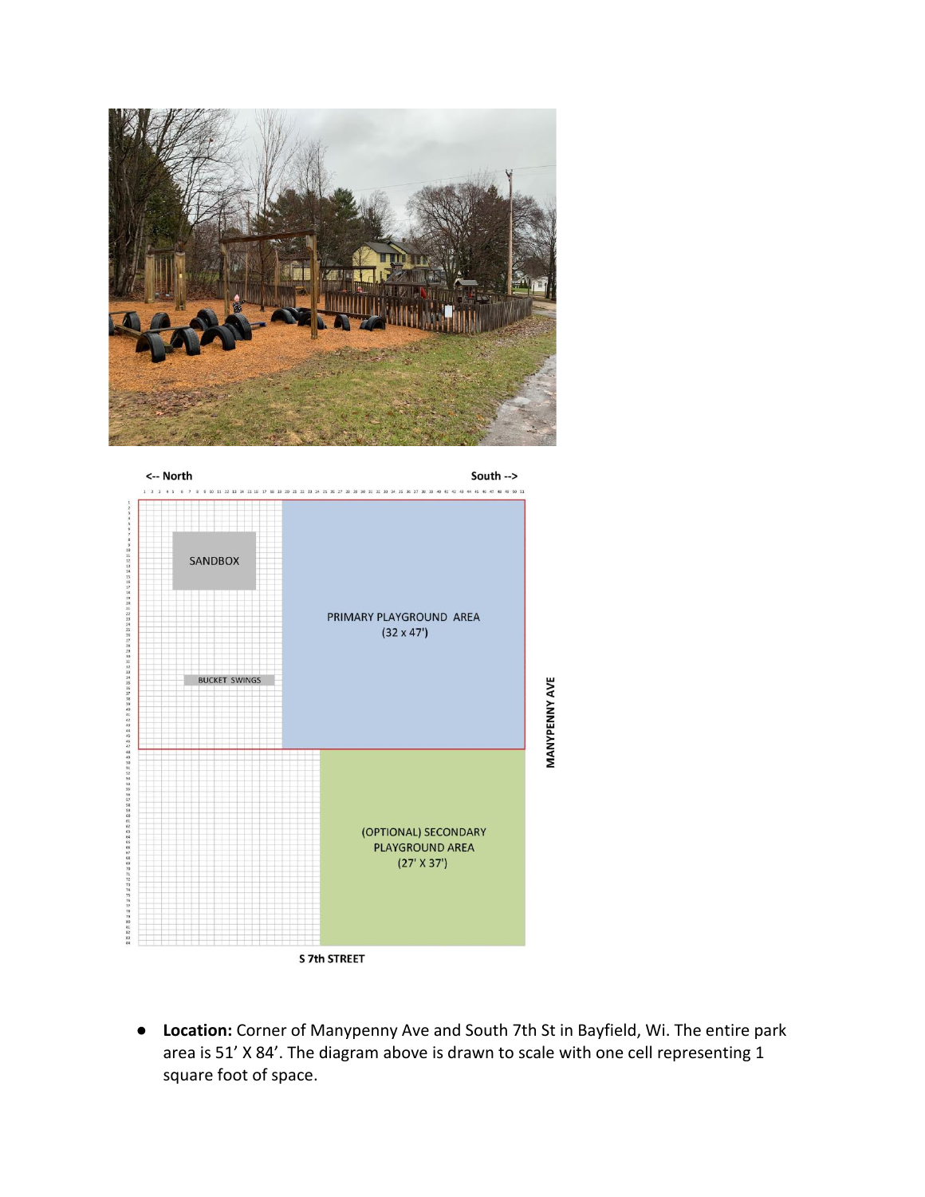- **Location:** Corner of Manypenny Ave and South 7th St in Bayfield, Wi. The entire park area is 51' X 84'. The diagram above is drawn to scale with one cell representing 1 square foot of space.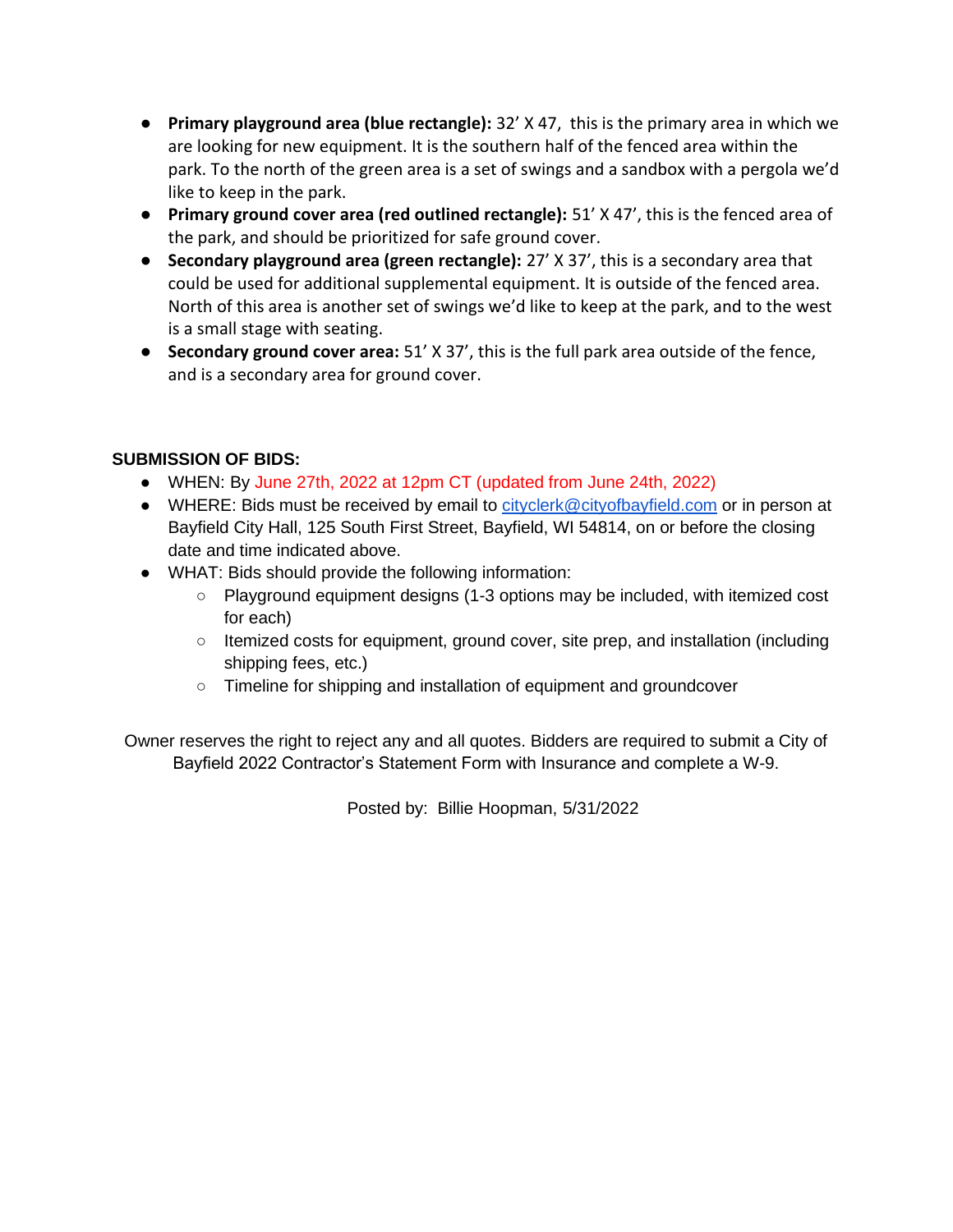- **Primary playground area (blue rectangle):** 32' X 47, this is the primary area in which we are looking for new equipment. It is the southern half of the fenced area within the park. To the north of the green area is a set of swings and a sandbox with a pergola we'd like to keep in the park.
- **Primary ground cover area (red outlined rectangle):** 51' X 47', this is the fenced area of the park, and should be prioritized for safe ground cover.
- **Secondary playground area (green rectangle):** 27' X 37', this is a secondary area that could be used for additional supplemental equipment. It is outside of the fenced area. North of this area is another set of swings we'd like to keep at the park, and to the west is a small stage with seating.
- **Secondary ground cover area:** 51' X 37', this is the full park area outside of the fence, and is a secondary area for ground cover.

**SUBMISSION OF BIDS:**

- WHEN: By June 27th, 2022 at 12pm CT (updated from June 24th, 2022)
- WHERE: Bids must be received by email to cityclerk@cityofbayfield.com or in person at Bayfield City Hall, 125 South First Street, Bayfield, WI 54814, on or before the closing date and time indicated above.
- WHAT: Bids should provide the following information:
  - Playground equipment designs (1-3 options may be included, with itemized cost for each)
  - Itemized costs for equipment, ground cover, site prep, and installation (including shipping fees, etc.)
  - Timeline for shipping and installation of equipment and groundcover

Owner reserves the right to reject any and all quotes. Bidders are required to submit a City of Bayfield 2022 Contractor's Statement Form with Insurance and complete a W-9.

Posted by: Billie Hoopman, 5/31/2022